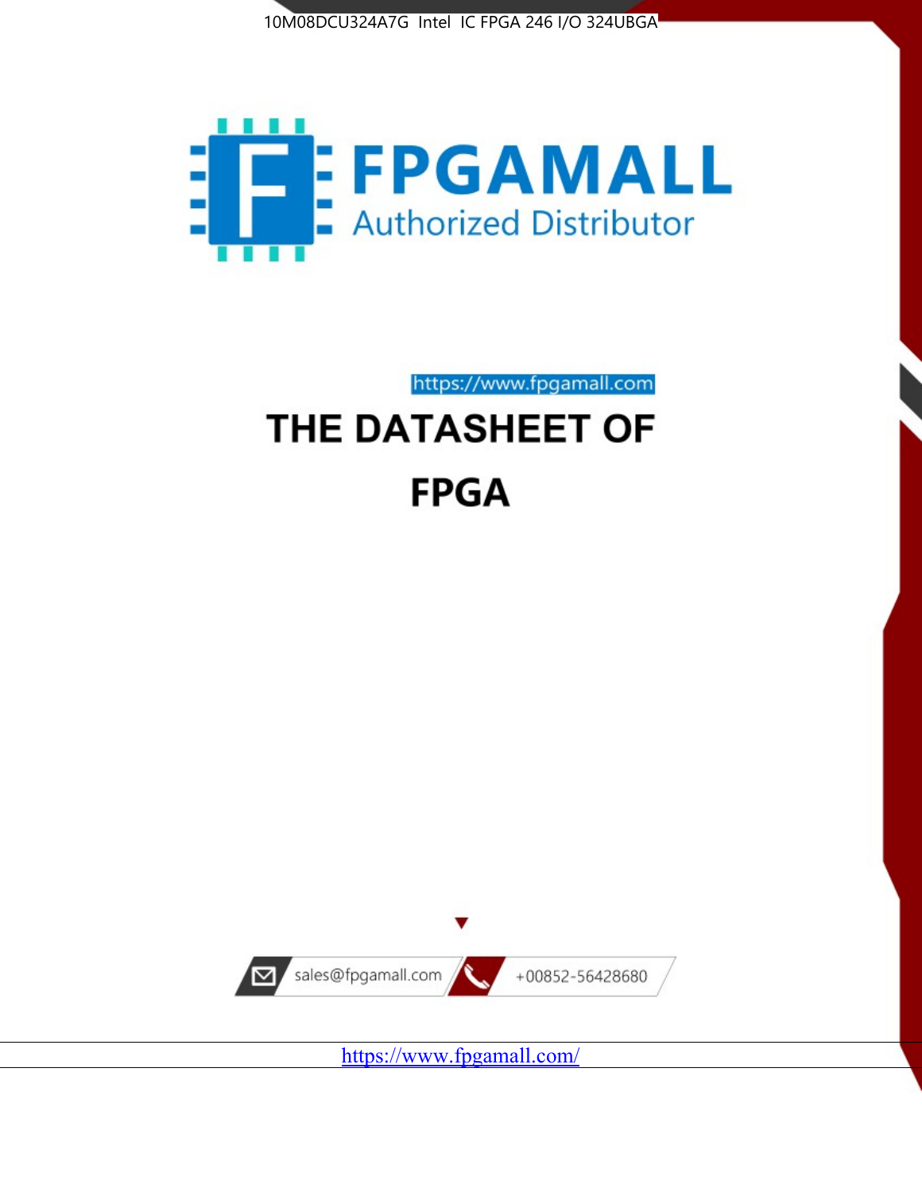10M08DCU324A7G Intel IC FPGA 246 I/O 324UBGA

FPGAMALL

Authorized Distributor

https://www.fpgamall.com

# THE DATASHEET OF

# FPGA

sales@fpgamall.com

+00852-56428680

https://www.fpgamall.com/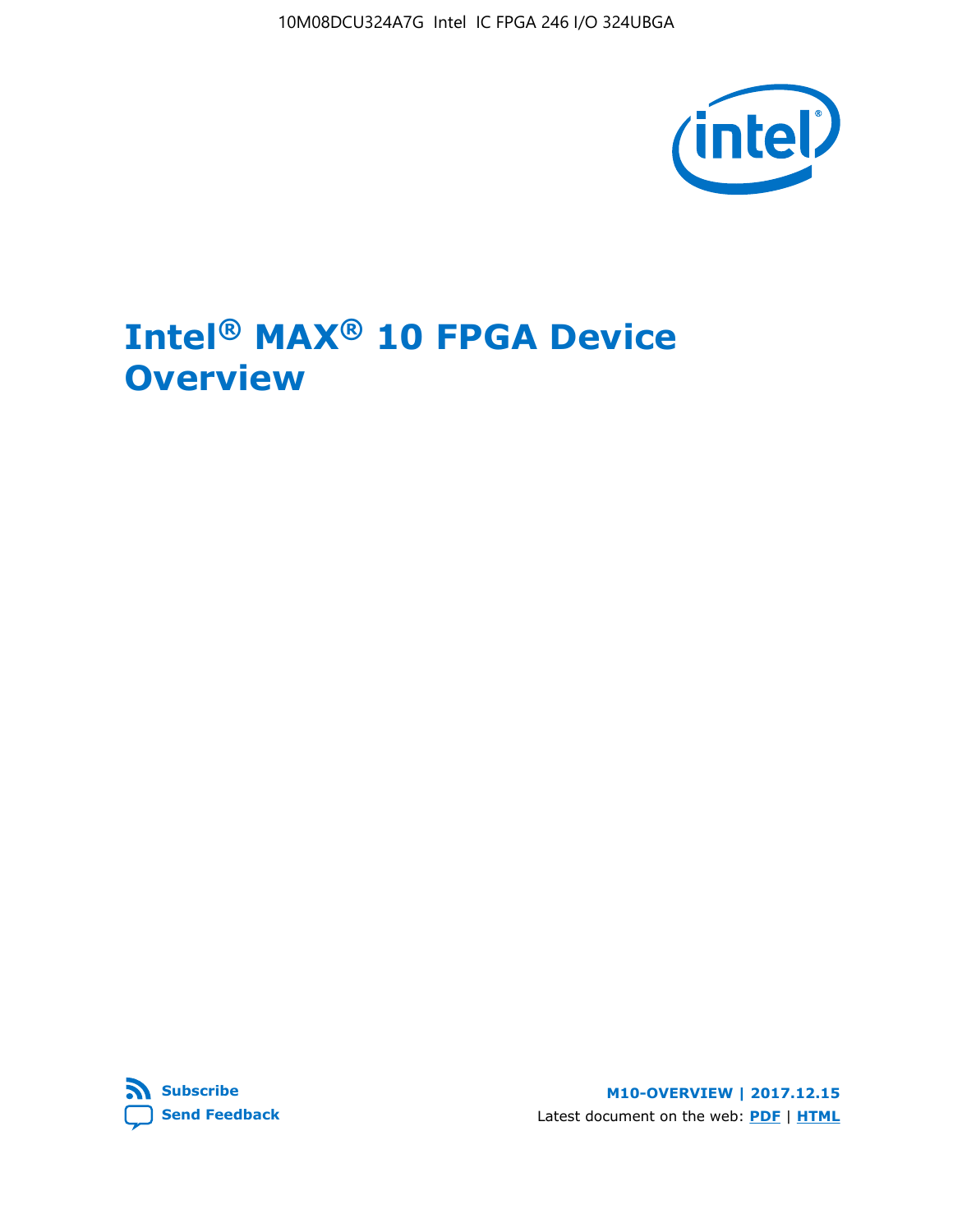# Intel® MAX® 10 FPGA Device Overview

**Subscribe**

**Send Feedback**

**M10-OVERVIEW | 2017.12.15**

Latest document on the web: **PDF** | **HTML**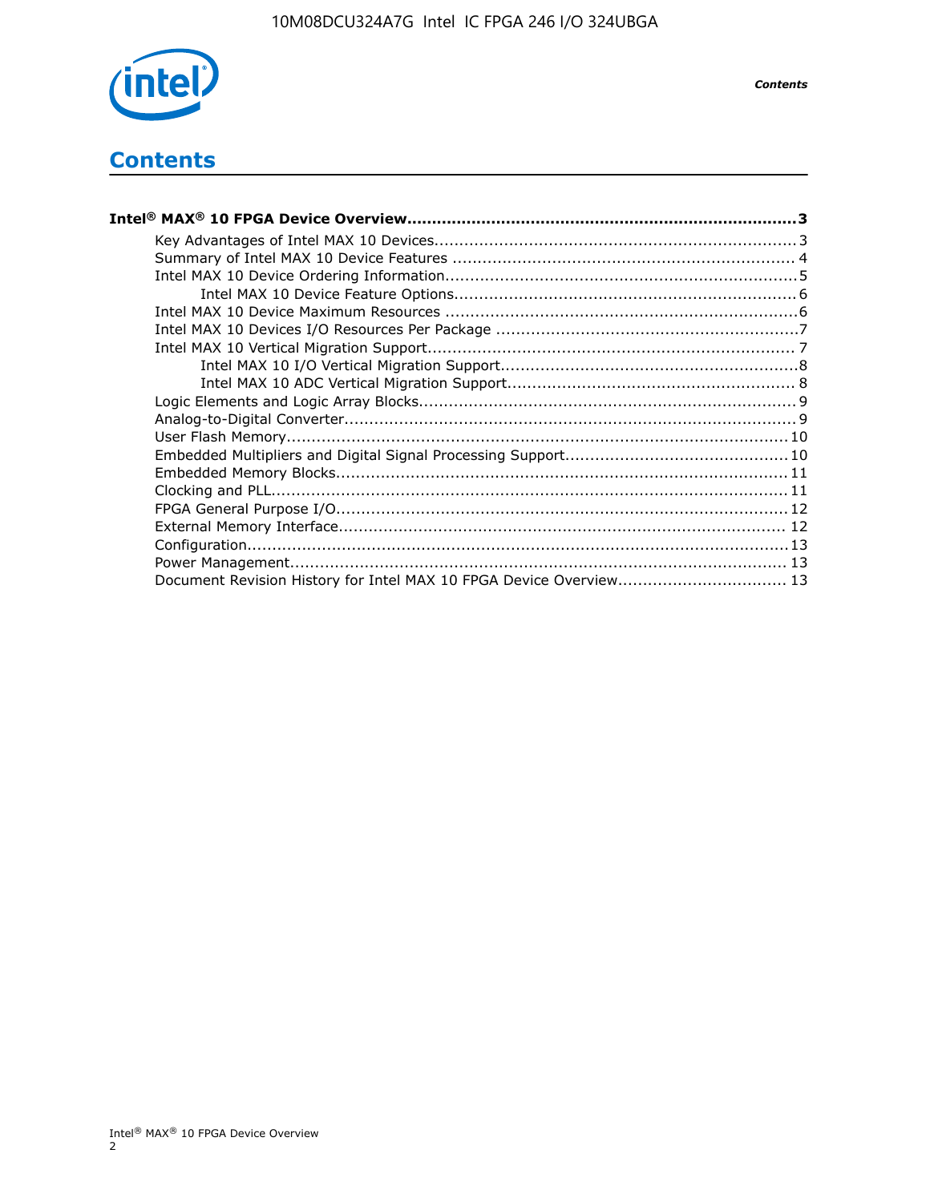# Contents

**Intel® MAX® 10 FPGA Device Overview....................................................................................3**

- Key Advantages of Intel MAX 10 Devices.................................................................................3
- Summary of Intel MAX 10 Device Features ..............................................................................4
- Intel MAX 10 Device Ordering Information..............................................................................5
    - Intel MAX 10 Device Feature Options...........................................................................6
- Intel MAX 10 Device Maximum Resources ..............................................................................6
- Intel MAX 10 Devices I/O Resources Per Package ....................................................................7
- Intel MAX 10 Vertical Migration Support..................................................................................7
    - Intel MAX 10 I/O Vertical Migration Support..................................................................8
    - Intel MAX 10 ADC Vertical Migration Support................................................................8
- Logic Elements and Logic Array Blocks....................................................................................9
- Analog-to-Digital Converter...................................................................................................9
- User Flash Memory............................................................................................................10
- Embedded Multipliers and Digital Signal Processing Support...................................................10
- Embedded Memory Blocks..................................................................................................11
- Clocking and PLL...............................................................................................................11
- FPGA General Purpose I/O..................................................................................................12
- External Memory Interface................................................................................................. 12
- Configuration....................................................................................................................13
- Power Management...........................................................................................................13
- Document Revision History for Intel MAX 10 FPGA Device Overview.........................................13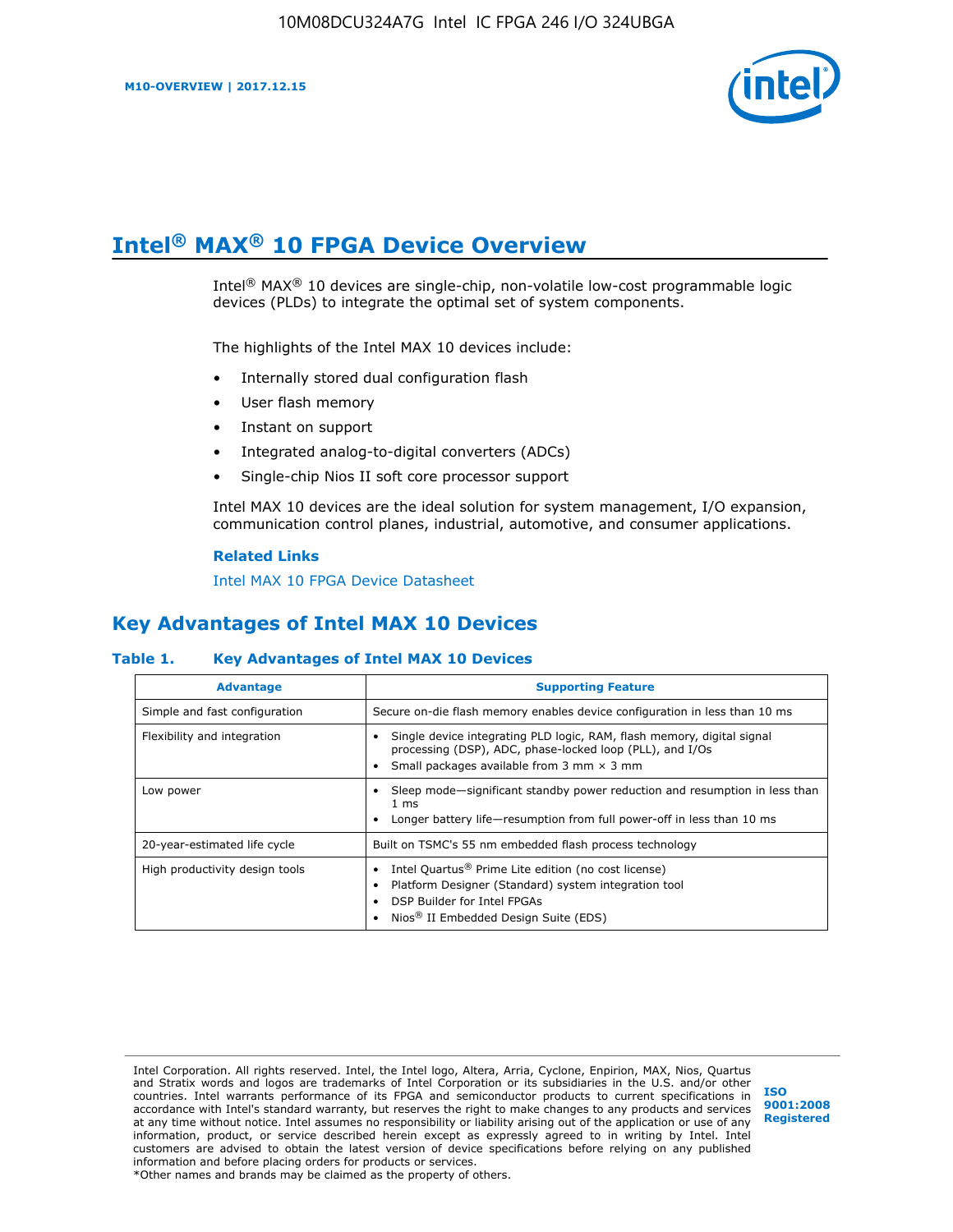# Intel® MAX® 10 FPGA Device Overview

Intel® MAX® 10 devices are single-chip, non-volatile low-cost programmable logic devices (PLDs) to integrate the optimal set of system components.

The highlights of the Intel MAX 10 devices include:

- Internally stored dual configuration flash
- User flash memory
- Instant on support
- Integrated analog-to-digital converters (ADCs)
- Single-chip Nios II soft core processor support

Intel MAX 10 devices are the ideal solution for system management, I/O expansion, communication control planes, industrial, automotive, and consumer applications.

**Related Links**

Intel MAX 10 FPGA Device Datasheet

## Key Advantages of Intel MAX 10 Devices

**Table 1. Key Advantages of Intel MAX 10 Devices**

| Advantage | Supporting Feature |
|---|---|
| Simple and fast configuration | Secure on-die flash memory enables device configuration in less than 10 ms |
| Flexibility and integration | • Single device integrating PLD logic, RAM, flash memory, digital signal processing (DSP), ADC, phase-locked loop (PLL), and I/Os<br>• Small packages available from 3 mm × 3 mm |
| Low power | • Sleep mode—significant standby power reduction and resumption in less than 1 ms<br>• Longer battery life—resumption from full power-off in less than 10 ms |
| 20-year-estimated life cycle | Built on TSMC's 55 nm embedded flash process technology |
| High productivity design tools | • Intel Quartus® Prime Lite edition (no cost license)<br>• Platform Designer (Standard) system integration tool<br>• DSP Builder for Intel FPGAs<br>• Nios® II Embedded Design Suite (EDS) |

Intel Corporation. All rights reserved. Intel, the Intel logo, Altera, Arria, Cyclone, Enpirion, MAX, Nios, Quartus and Stratix words and logos are trademarks of Intel Corporation or its subsidiaries in the U.S. and/or other countries. Intel warrants performance of its FPGA and semiconductor products to current specifications in accordance with Intel's standard warranty, but reserves the right to make changes to any products and services at any time without notice. Intel assumes no responsibility or liability arising out of the application or use of any information, product, or service described herein except as expressly agreed to in writing by Intel. Intel customers are advised to obtain the latest version of device specifications before relying on any published information and before placing orders for products or services.
*Other names and brands may be claimed as the property of others.

ISO 9001:2008 Registered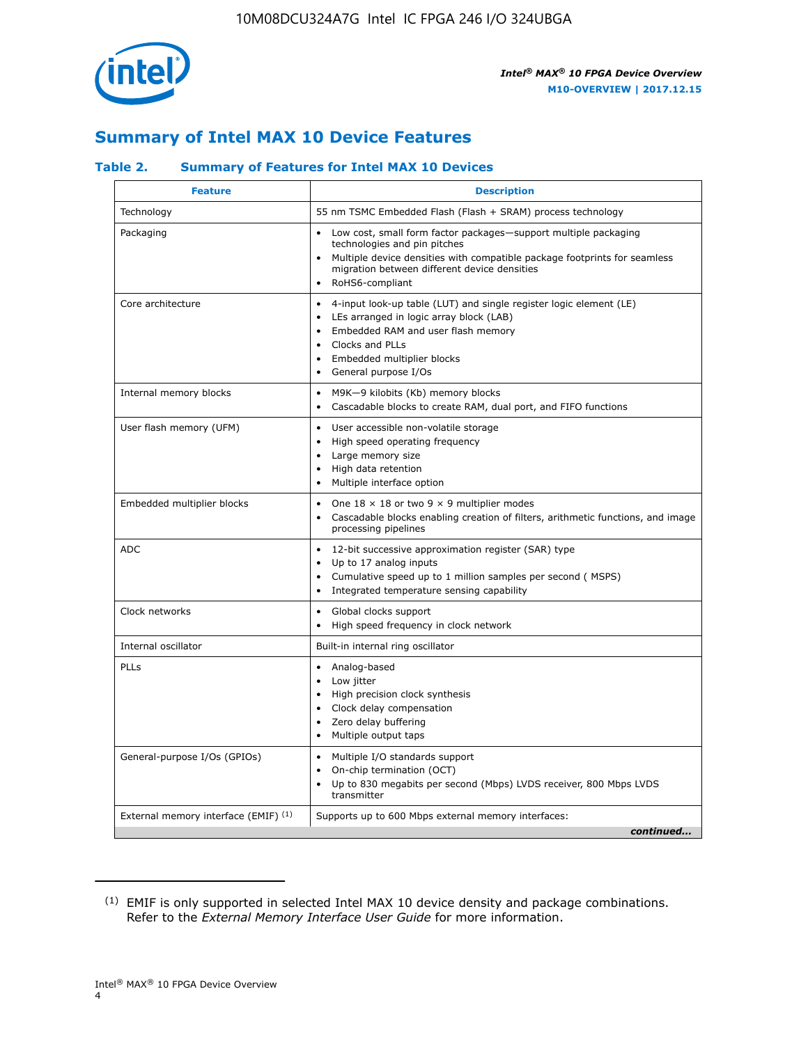## Summary of Intel MAX 10 Device Features

### Table 2. Summary of Features for Intel MAX 10 Devices

| Feature | Description |
| --- | --- |
| Technology | 55 nm TSMC Embedded Flash (Flash + SRAM) process technology |
| Packaging | • Low cost, small form factor packages—support multiple packaging technologies and pin pitches<br>• Multiple device densities with compatible package footprints for seamless migration between different device densities<br>• RoHS6-compliant |
| Core architecture | • 4-input look-up table (LUT) and single register logic element (LE)<br>• LEs arranged in logic array block (LAB)<br>• Embedded RAM and user flash memory<br>• Clocks and PLLs<br>• Embedded multiplier blocks<br>• General purpose I/Os |
| Internal memory blocks | • M9K—9 kilobits (Kb) memory blocks<br>• Cascadable blocks to create RAM, dual port, and FIFO functions |
| User flash memory (UFM) | • User accessible non-volatile storage<br>• High speed operating frequency<br>• Large memory size<br>• High data retention<br>• Multiple interface option |
| Embedded multiplier blocks | • One 18 × 18 or two 9 × 9 multiplier modes<br>• Cascadable blocks enabling creation of filters, arithmetic functions, and image processing pipelines |
| ADC | • 12-bit successive approximation register (SAR) type<br>• Up to 17 analog inputs<br>• Cumulative speed up to 1 million samples per second ( MSPS)<br>• Integrated temperature sensing capability |
| Clock networks | • Global clocks support<br>• High speed frequency in clock network |
| Internal oscillator | Built-in internal ring oscillator |
| PLLs | • Analog-based<br>• Low jitter<br>• High precision clock synthesis<br>• Clock delay compensation<br>• Zero delay buffering<br>• Multiple output taps |
| General-purpose I/Os (GPIOs) | • Multiple I/O standards support<br>• On-chip termination (OCT)<br>• Up to 830 megabits per second (Mbps) LVDS receiver, 800 Mbps LVDS transmitter |
| External memory interface (EMIF) [(1)] | Supports up to 600 Mbps external memory interfaces: |

*continued...*

(1) EMIF is only supported in selected Intel MAX 10 device density and package combinations. Refer to the *External Memory Interface User Guide* for more information.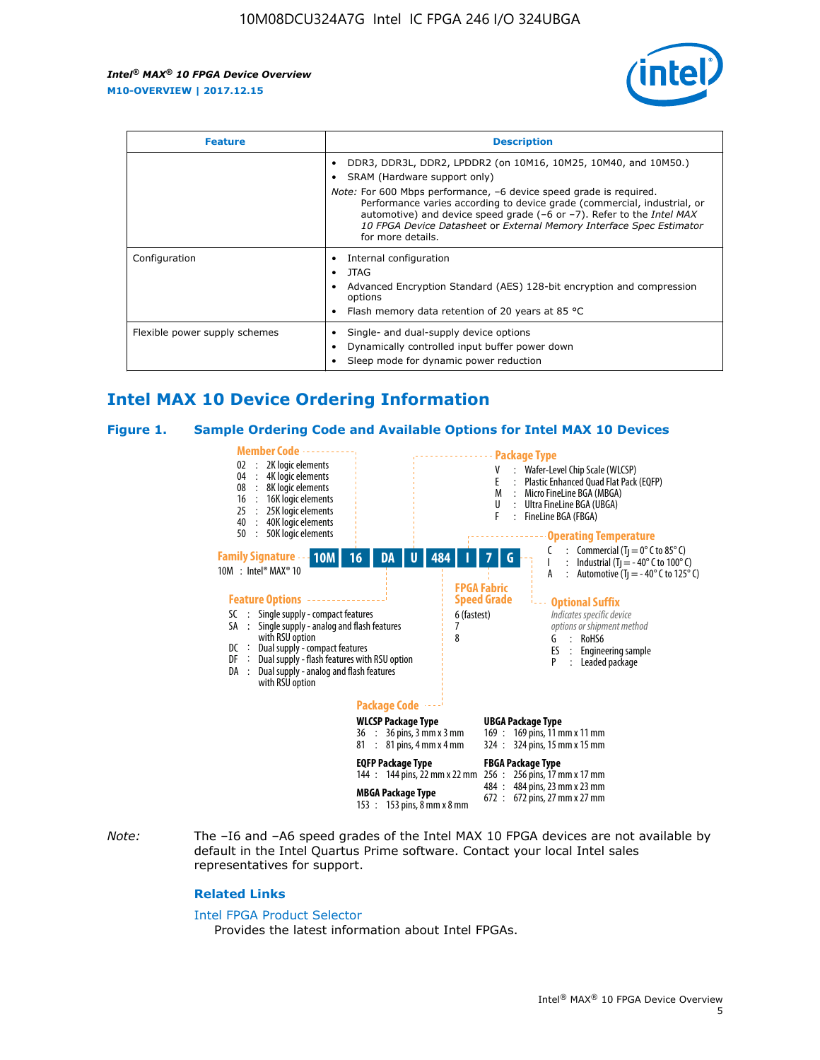| Feature | Description |
| --- | --- |
| | • DDR3, DDR3L, DDR2, LPDDR2 (on 10M16, 10M25, 10M40, and 10M50.)<br>• SRAM (Hardware support only)<br>*Note:* For 600 Mbps performance, −6 device speed grade is required. Performance varies according to device grade (commercial, industrial, or automotive) and device speed grade (−6 or −7). Refer to the *Intel MAX 10 FPGA Device Datasheet* or *External Memory Interface Spec Estimator* for more details. |
| Configuration | • Internal configuration<br>• JTAG<br>• Advanced Encryption Standard (AES) 128-bit encryption and compression options<br>• Flash memory data retention of 20 years at 85 °C |
| Flexible power supply schemes | • Single- and dual-supply device options<br>• Dynamically controlled input buffer power down<br>• Sleep mode for dynamic power reduction |

## Intel MAX 10 Device Ordering Information

### Figure 1. Sample Ordering Code and Available Options for Intel MAX 10 Devices

Sample ordering code: 10M 16 DA U 484 I 7 G

**Family Signature**
- 10M : Intel® MAX® 10

**Member Code**
- 02 : 2K logic elements
- 04 : 4K logic elements
- 08 : 8K logic elements
- 16 : 16K logic elements
- 25 : 25K logic elements
- 40 : 40K logic elements
- 50 : 50K logic elements

**Feature Options**
- SC : Single supply - compact features
- SA : Single supply - analog and flash features with RSU option
- DC : Dual supply - compact features
- DF : Dual supply - flash features with RSU option
- DA : Dual supply - analog and flash features with RSU option

**Package Type**
- V : Wafer-Level Chip Scale (WLCSP)
- E : Plastic Enhanced Quad Flat Pack (EQFP)
- M : Micro FineLine BGA (MBGA)
- U : Ultra FineLine BGA (UBGA)
- F : FineLine BGA (FBGA)

**Package Code**

WLCSP Package Type
- 36 : 36 pins, 3 mm x 3 mm
- 81 : 81 pins, 4 mm x 4 mm

EQFP Package Type
- 144 : 144 pins, 22 mm x 22 mm

MBGA Package Type
- 153 : 153 pins, 8 mm x 8 mm

UBGA Package Type
- 169 : 169 pins, 11 mm x 11 mm
- 324 : 324 pins, 15 mm x 15 mm

FBGA Package Type
- 256 : 256 pins, 17 mm x 17 mm
- 484 : 484 pins, 23 mm x 23 mm
- 672 : 672 pins, 27 mm x 27 mm

**Operating Temperature**
- C : Commercial ($T_J$ = 0° C to 85° C)
- I : Industrial ($T_J$ = - 40° C to 100° C)
- A : Automotive ($T_J$ = - 40° C to 125° C)

**FPGA Fabric Speed Grade**
- 6 (fastest)
- 7
- 8

**Optional Suffix**

*Indicates specific device options or shipment method*
- G : RoHS6
- ES : Engineering sample
- P : Leaded package

*Note:* The –I6 and –A6 speed grades of the Intel MAX 10 FPGA devices are not available by default in the Intel Quartus Prime software. Contact your local Intel sales representatives for support.

### Related Links

Intel FPGA Product Selector

Provides the latest information about Intel FPGAs.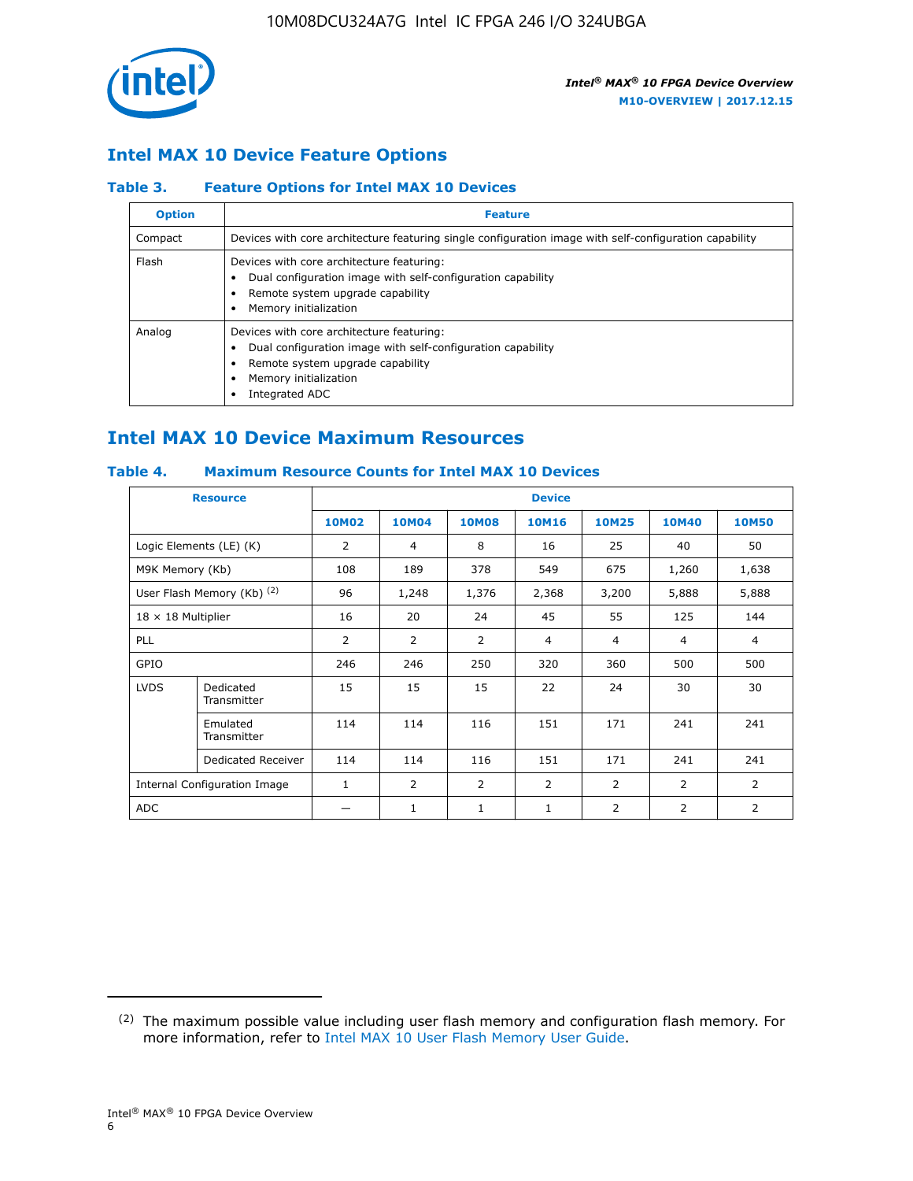## Intel MAX 10 Device Feature Options

### Table 3. Feature Options for Intel MAX 10 Devices

| Option | Feature |
|---|---|
| Compact | Devices with core architecture featuring single configuration image with self-configuration capability |
| Flash | Devices with core architecture featuring:<br>• Dual configuration image with self-configuration capability<br>• Remote system upgrade capability<br>• Memory initialization |
| Analog | Devices with core architecture featuring:<br>• Dual configuration image with self-configuration capability<br>• Remote system upgrade capability<br>• Memory initialization<br>• Integrated ADC |

## Intel MAX 10 Device Maximum Resources

### Table 4. Maximum Resource Counts for Intel MAX 10 Devices

| Resource | | Device | | | | | | |
|---|---|---|---|---|---|---|---|---|
| | | 10M02 | 10M04 | 10M08 | 10M16 | 10M25 | 10M40 | 10M50 |
| Logic Elements (LE) (K) | | 2 | 4 | 8 | 16 | 25 | 40 | 50 |
| M9K Memory (Kb) | | 108 | 189 | 378 | 549 | 675 | 1,260 | 1,638 |
| User Flash Memory (Kb) (2) | | 96 | 1,248 | 1,376 | 2,368 | 3,200 | 5,888 | 5,888 |
| 18 × 18 Multiplier | | 16 | 20 | 24 | 45 | 55 | 125 | 144 |
| PLL | | 2 | 2 | 2 | 4 | 4 | 4 | 4 |
| GPIO | | 246 | 246 | 250 | 320 | 360 | 500 | 500 |
| LVDS | Dedicated Transmitter | 15 | 15 | 15 | 22 | 24 | 30 | 30 |
| | Emulated Transmitter | 114 | 114 | 116 | 151 | 171 | 241 | 241 |
| | Dedicated Receiver | 114 | 114 | 116 | 151 | 171 | 241 | 241 |
| Internal Configuration Image | | 1 | 2 | 2 | 2 | 2 | 2 | 2 |
| ADC | | — | 1 | 1 | 1 | 2 | 2 | 2 |

(2) The maximum possible value including user flash memory and configuration flash memory. For more information, refer to Intel MAX 10 User Flash Memory User Guide.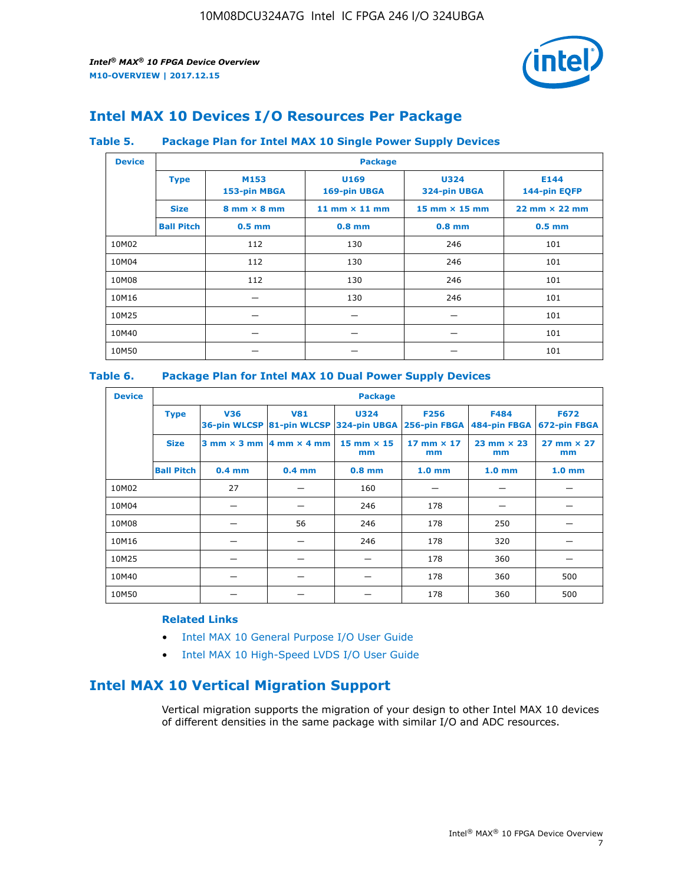## Intel MAX 10 Devices I/O Resources Per Package

### Table 5. Package Plan for Intel MAX 10 Single Power Supply Devices

| Device | Package | | | | |
|---|---|---|---|---|---|
| | **Type** | **M153** 153-pin MBGA | **U169** 169-pin UBGA | **U324** 324-pin UBGA | **E144** 144-pin EQFP |
| | **Size** | 8 mm × 8 mm | 11 mm × 11 mm | 15 mm × 15 mm | 22 mm × 22 mm |
| | **Ball Pitch** | 0.5 mm | 0.8 mm | 0.8 mm | 0.5 mm |
| 10M02 | | 112 | 130 | 246 | 101 |
| 10M04 | | 112 | 130 | 246 | 101 |
| 10M08 | | 112 | 130 | 246 | 101 |
| 10M16 | | — | 130 | 246 | 101 |
| 10M25 | | — | — | — | 101 |
| 10M40 | | — | — | — | 101 |
| 10M50 | | — | — | — | 101 |

### Table 6. Package Plan for Intel MAX 10 Dual Power Supply Devices

| Device | Package | | | | | | |
|---|---|---|---|---|---|---|---|
| | **Type** | **V36** 36-pin WLCSP | **V81** 81-pin WLCSP | **U324** 324-pin UBGA | **F256** 256-pin FBGA | **F484** 484-pin FBGA | **F672** 672-pin FBGA |
| | **Size** | 3 mm × 3 mm | 4 mm × 4 mm | 15 mm × 15 mm | 17 mm × 17 mm | 23 mm × 23 mm | 27 mm × 27 mm |
| | **Ball Pitch** | 0.4 mm | 0.4 mm | 0.8 mm | 1.0 mm | 1.0 mm | 1.0 mm |
| 10M02 | | 27 | — | 160 | — | — | — |
| 10M04 | | — | — | 246 | 178 | — | — |
| 10M08 | | — | 56 | 246 | 178 | 250 | — |
| 10M16 | | — | — | 246 | 178 | 320 | — |
| 10M25 | | — | — | — | 178 | 360 | — |
| 10M40 | | — | — | — | 178 | 360 | 500 |
| 10M50 | | — | — | — | 178 | 360 | 500 |

**Related Links**

- Intel MAX 10 General Purpose I/O User Guide
- Intel MAX 10 High-Speed LVDS I/O User Guide

## Intel MAX 10 Vertical Migration Support

Vertical migration supports the migration of your design to other Intel MAX 10 devices of different densities in the same package with similar I/O and ADC resources.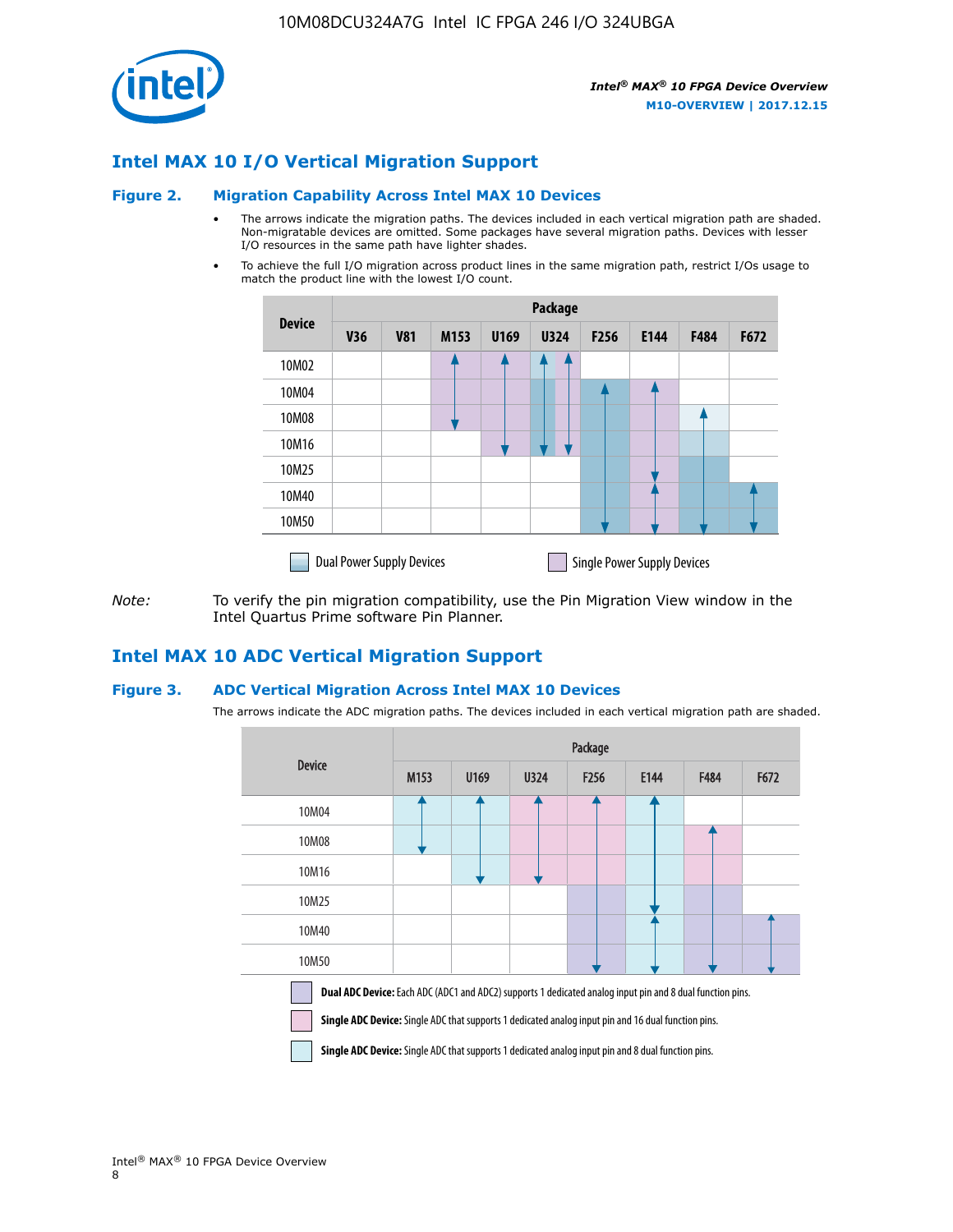## Intel MAX 10 I/O Vertical Migration Support

### Figure 2. Migration Capability Across Intel MAX 10 Devices

- The arrows indicate the migration paths. The devices included in each vertical migration path are shaded. Non-migratable devices are omitted. Some packages have several migration paths. Devices with lesser I/O resources in the same path have lighter shades.
- To achieve the full I/O migration across product lines in the same migration path, restrict I/Os usage to match the product line with the lowest I/O count.

| Device | Package | | | | | | | | |
|---|---|---|---|---|---|---|---|---|---|
| | V36 | V81 | M153 | U169 | U324 | F256 | E144 | F484 | F672 |
| 10M02 | | | | | | | | | |
| 10M04 | | | | | | | | | |
| 10M08 | | | | | | | | | |
| 10M16 | | | | | | | | | |
| 10M25 | | | | | | | | | |
| 10M40 | | | | | | | | | |
| 10M50 | | | | | | | | | |

Dual Power Supply Devices    Single Power Supply Devices

*Note:* To verify the pin migration compatibility, use the Pin Migration View window in the Intel Quartus Prime software Pin Planner.

## Intel MAX 10 ADC Vertical Migration Support

### Figure 3. ADC Vertical Migration Across Intel MAX 10 Devices

The arrows indicate the ADC migration paths. The devices included in each vertical migration path are shaded.

| Device | Package | | | | | | |
|---|---|---|---|---|---|---|---|
| | M153 | U169 | U324 | F256 | E144 | F484 | F672 |
| 10M04 | | | | | | | |
| 10M08 | | | | | | | |
| 10M16 | | | | | | | |
| 10M25 | | | | | | | |
| 10M40 | | | | | | | |
| 10M50 | | | | | | | |

**Dual ADC Device:** Each ADC (ADC1 and ADC2) supports 1 dedicated analog input pin and 8 dual function pins.

**Single ADC Device:** Single ADC that supports 1 dedicated analog input pin and 16 dual function pins.

**Single ADC Device:** Single ADC that supports 1 dedicated analog input pin and 8 dual function pins.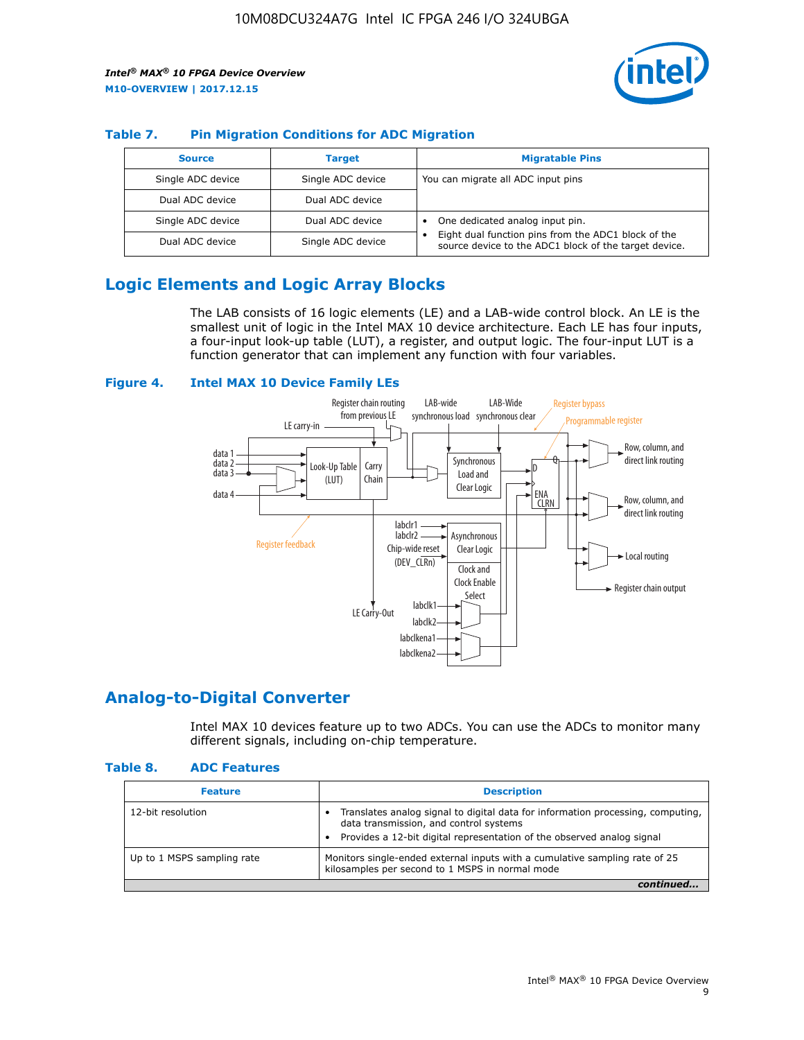**Table 7. Pin Migration Conditions for ADC Migration**

| Source | Target | Migratable Pins |
|---|---|---|
| Single ADC device | Single ADC device | You can migrate all ADC input pins |
| Dual ADC device | Dual ADC device | |
| Single ADC device | Dual ADC device | • One dedicated analog input pin. • Eight dual function pins from the ADC1 block of the source device to the ADC1 block of the target device. |
| Dual ADC device | Single ADC device | |

## Logic Elements and Logic Array Blocks

The LAB consists of 16 logic elements (LE) and a LAB-wide control block. An LE is the smallest unit of logic in the Intel MAX 10 device architecture. Each LE has four inputs, a four-input look-up table (LUT), a register, and output logic. The four-input LUT is a function generator that can implement any function with four variables.

**Figure 4. Intel MAX 10 Device Family LEs**

## Analog-to-Digital Converter

Intel MAX 10 devices feature up to two ADCs. You can use the ADCs to monitor many different signals, including on-chip temperature.

**Table 8. ADC Features**

| Feature | Description |
|---|---|
| 12-bit resolution | • Translates analog signal to digital data for information processing, computing, data transmission, and control systems • Provides a 12-bit digital representation of the observed analog signal |
| Up to 1 MSPS sampling rate | Monitors single-ended external inputs with a cumulative sampling rate of 25 kilosamples per second to 1 MSPS in normal mode |

*continued...*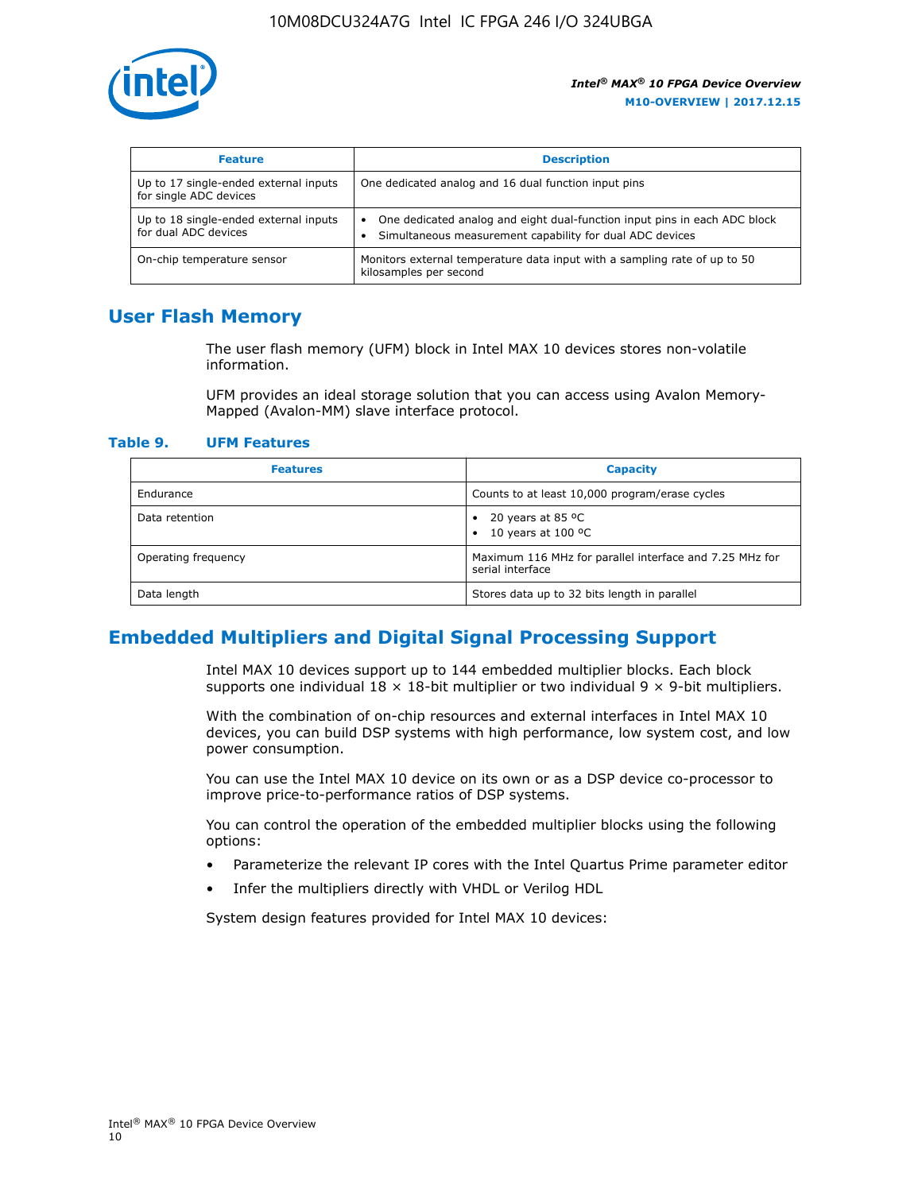| Feature | Description |
| --- | --- |
| Up to 17 single-ended external inputs for single ADC devices | One dedicated analog and 16 dual function input pins |
| Up to 18 single-ended external inputs for dual ADC devices | • One dedicated analog and eight dual-function input pins in each ADC block<br>• Simultaneous measurement capability for dual ADC devices |
| On-chip temperature sensor | Monitors external temperature data input with a sampling rate of up to 50 kilosamples per second |

## User Flash Memory

The user flash memory (UFM) block in Intel MAX 10 devices stores non-volatile information.

UFM provides an ideal storage solution that you can access using Avalon Memory-Mapped (Avalon-MM) slave interface protocol.

**Table 9. UFM Features**

| Features | Capacity |
| --- | --- |
| Endurance | Counts to at least 10,000 program/erase cycles |
| Data retention | • 20 years at 85 ºC<br>• 10 years at 100 ºC |
| Operating frequency | Maximum 116 MHz for parallel interface and 7.25 MHz for serial interface |
| Data length | Stores data up to 32 bits length in parallel |

## Embedded Multipliers and Digital Signal Processing Support

Intel MAX 10 devices support up to 144 embedded multiplier blocks. Each block supports one individual 18 × 18-bit multiplier or two individual 9 × 9-bit multipliers.

With the combination of on-chip resources and external interfaces in Intel MAX 10 devices, you can build DSP systems with high performance, low system cost, and low power consumption.

You can use the Intel MAX 10 device on its own or as a DSP device co-processor to improve price-to-performance ratios of DSP systems.

You can control the operation of the embedded multiplier blocks using the following options:

- Parameterize the relevant IP cores with the Intel Quartus Prime parameter editor
- Infer the multipliers directly with VHDL or Verilog HDL

System design features provided for Intel MAX 10 devices: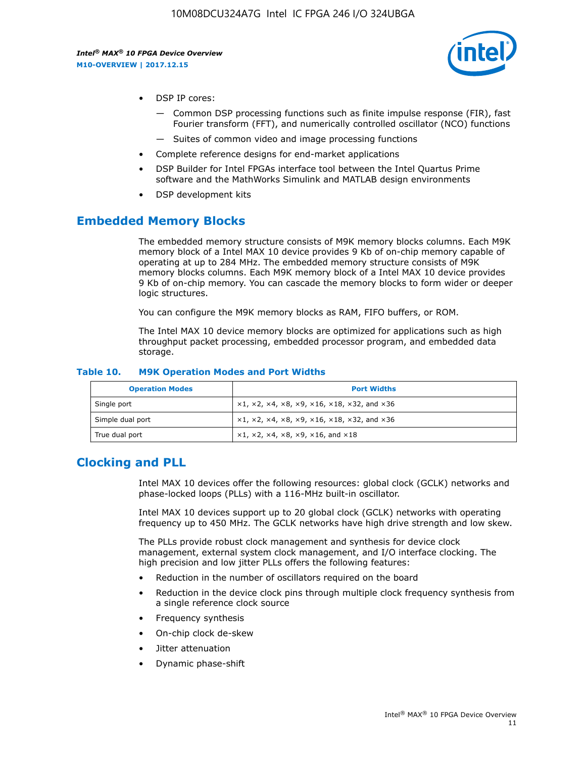- DSP IP cores:
  - — Common DSP processing functions such as finite impulse response (FIR), fast Fourier transform (FFT), and numerically controlled oscillator (NCO) functions
  - — Suites of common video and image processing functions
- Complete reference designs for end-market applications
- DSP Builder for Intel FPGAs interface tool between the Intel Quartus Prime software and the MathWorks Simulink and MATLAB design environments
- DSP development kits

## Embedded Memory Blocks

The embedded memory structure consists of M9K memory blocks columns. Each M9K memory block of a Intel MAX 10 device provides 9 Kb of on-chip memory capable of operating at up to 284 MHz. The embedded memory structure consists of M9K memory blocks columns. Each M9K memory block of a Intel MAX 10 device provides 9 Kb of on-chip memory. You can cascade the memory blocks to form wider or deeper logic structures.

You can configure the M9K memory blocks as RAM, FIFO buffers, or ROM.

The Intel MAX 10 device memory blocks are optimized for applications such as high throughput packet processing, embedded processor program, and embedded data storage.

**Table 10. M9K Operation Modes and Port Widths**

| Operation Modes | Port Widths |
|---|---|
| Single port | ×1, ×2, ×4, ×8, ×9, ×16, ×18, ×32, and ×36 |
| Simple dual port | ×1, ×2, ×4, ×8, ×9, ×16, ×18, ×32, and ×36 |
| True dual port | ×1, ×2, ×4, ×8, ×9, ×16, and ×18 |

## Clocking and PLL

Intel MAX 10 devices offer the following resources: global clock (GCLK) networks and phase-locked loops (PLLs) with a 116-MHz built-in oscillator.

Intel MAX 10 devices support up to 20 global clock (GCLK) networks with operating frequency up to 450 MHz. The GCLK networks have high drive strength and low skew.

The PLLs provide robust clock management and synthesis for device clock management, external system clock management, and I/O interface clocking. The high precision and low jitter PLLs offers the following features:

- Reduction in the number of oscillators required on the board
- Reduction in the device clock pins through multiple clock frequency synthesis from a single reference clock source
- Frequency synthesis
- On-chip clock de-skew
- Jitter attenuation
- Dynamic phase-shift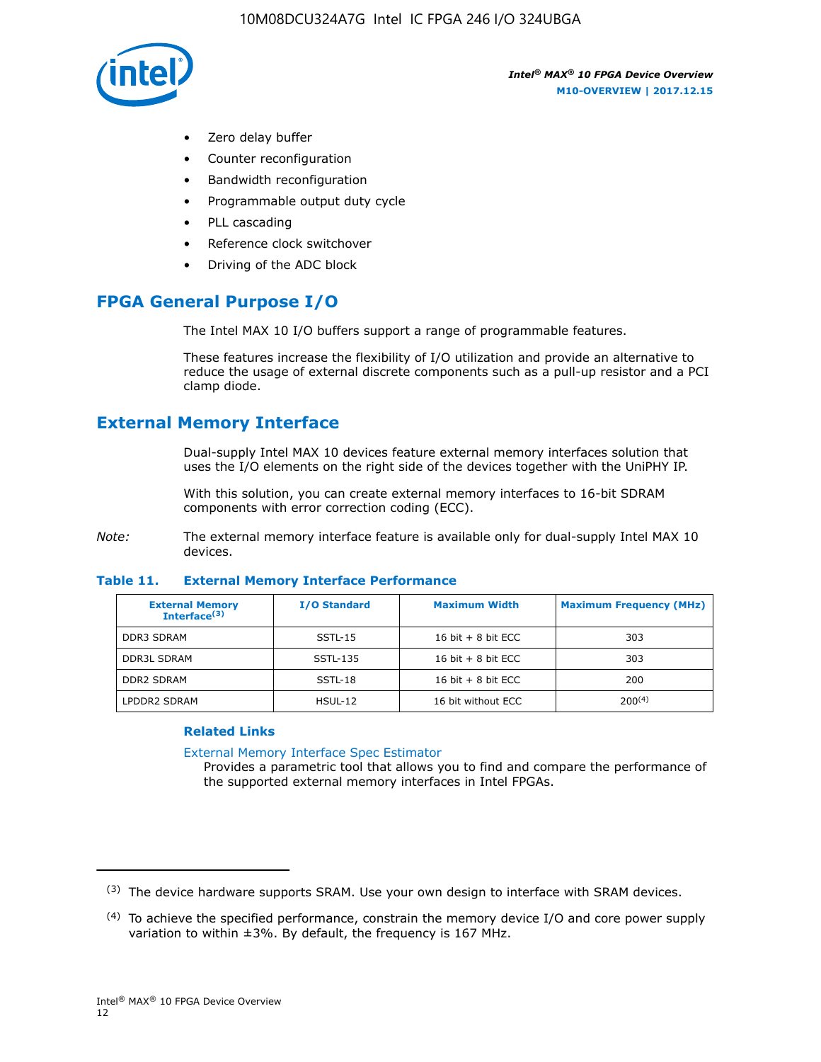- Zero delay buffer
- Counter reconfiguration
- Bandwidth reconfiguration
- Programmable output duty cycle
- PLL cascading
- Reference clock switchover
- Driving of the ADC block

## FPGA General Purpose I/O

The Intel MAX 10 I/O buffers support a range of programmable features.

These features increase the flexibility of I/O utilization and provide an alternative to reduce the usage of external discrete components such as a pull-up resistor and a PCI clamp diode.

## External Memory Interface

Dual-supply Intel MAX 10 devices feature external memory interfaces solution that uses the I/O elements on the right side of the devices together with the UniPHY IP.

With this solution, you can create external memory interfaces to 16-bit SDRAM components with error correction coding (ECC).

*Note:* The external memory interface feature is available only for dual-supply Intel MAX 10 devices.

**Table 11. External Memory Interface Performance**

| External Memory Interface(3) | I/O Standard | Maximum Width | Maximum Frequency (MHz) |
|---|---|---|---|
| DDR3 SDRAM | SSTL-15 | 16 bit + 8 bit ECC | 303 |
| DDR3L SDRAM | SSTL-135 | 16 bit + 8 bit ECC | 303 |
| DDR2 SDRAM | SSTL-18 | 16 bit + 8 bit ECC | 200 |
| LPDDR2 SDRAM | HSUL-12 | 16 bit without ECC | 200(4) |

### Related Links

External Memory Interface Spec Estimator
Provides a parametric tool that allows you to find and compare the performance of the supported external memory interfaces in Intel FPGAs.

(3) The device hardware supports SRAM. Use your own design to interface with SRAM devices.

(4) To achieve the specified performance, constrain the memory device I/O and core power supply variation to within ±3%. By default, the frequency is 167 MHz.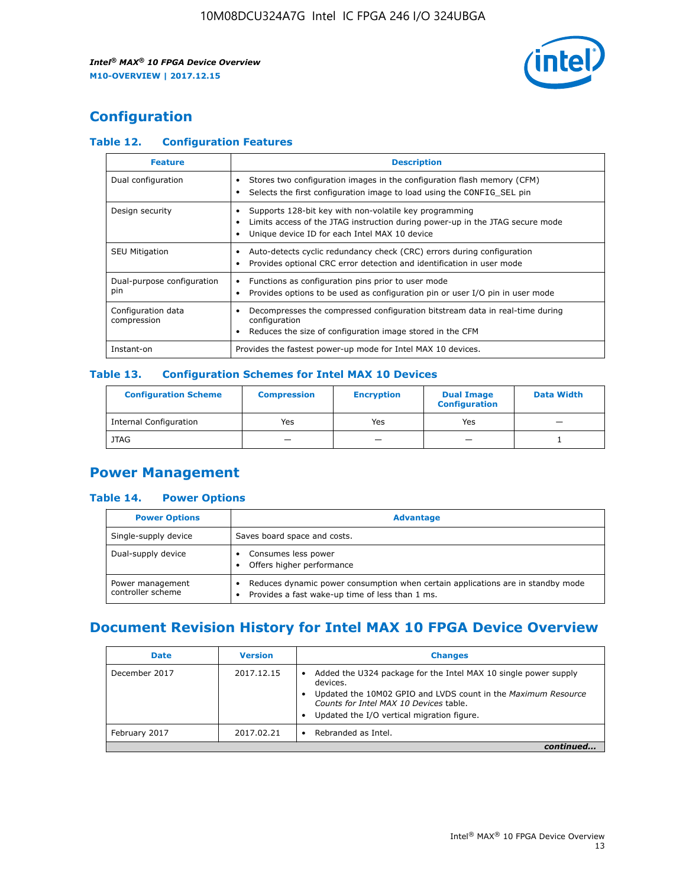## Configuration

### Table 12. Configuration Features

| Feature | Description |
| --- | --- |
| Dual configuration | • Stores two configuration images in the configuration flash memory (CFM)<br>• Selects the first configuration image to load using the CONFIG_SEL pin |
| Design security | • Supports 128-bit key with non-volatile key programming<br>• Limits access of the JTAG instruction during power-up in the JTAG secure mode<br>• Unique device ID for each Intel MAX 10 device |
| SEU Mitigation | • Auto-detects cyclic redundancy check (CRC) errors during configuration<br>• Provides optional CRC error detection and identification in user mode |
| Dual-purpose configuration pin | • Functions as configuration pins prior to user mode<br>• Provides options to be used as configuration pin or user I/O pin in user mode |
| Configuration data compression | • Decompresses the compressed configuration bitstream data in real-time during configuration<br>• Reduces the size of configuration image stored in the CFM |
| Instant-on | Provides the fastest power-up mode for Intel MAX 10 devices. |

### Table 13. Configuration Schemes for Intel MAX 10 Devices

| Configuration Scheme | Compression | Encryption | Dual Image Configuration | Data Width |
| --- | --- | --- | --- | --- |
| Internal Configuration | Yes | Yes | Yes | — |
| JTAG | — | — | — | 1 |

## Power Management

### Table 14. Power Options

| Power Options | Advantage |
| --- | --- |
| Single-supply device | Saves board space and costs. |
| Dual-supply device | • Consumes less power<br>• Offers higher performance |
| Power management controller scheme | • Reduces dynamic power consumption when certain applications are in standby mode<br>• Provides a fast wake-up time of less than 1 ms. |

## Document Revision History for Intel MAX 10 FPGA Device Overview

| Date | Version | Changes |
| --- | --- | --- |
| December 2017 | 2017.12.15 | • Added the U324 package for the Intel MAX 10 single power supply devices.<br>• Updated the 10M02 GPIO and LVDS count in the *Maximum Resource Counts for Intel MAX 10 Devices* table.<br>• Updated the I/O vertical migration figure. |
| February 2017 | 2017.02.21 | • Rebranded as Intel. |

*continued...*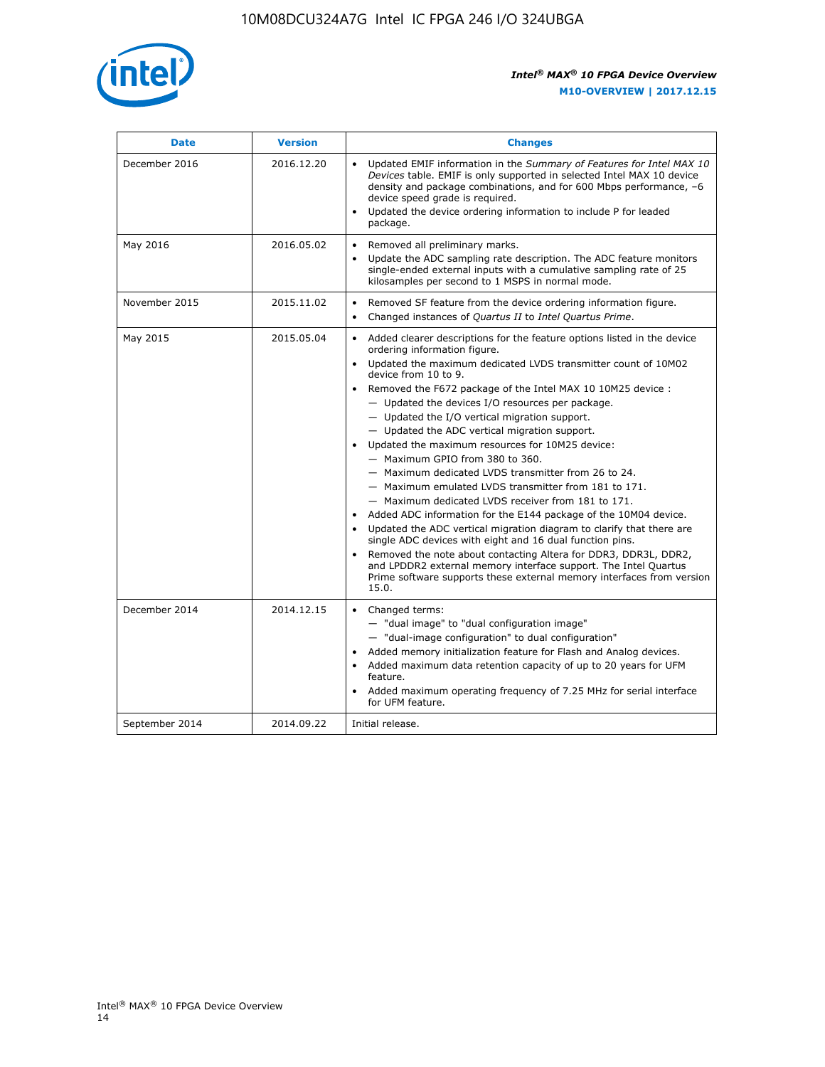| Date | Version | Changes |
| --- | --- | --- |
| December 2016 | 2016.12.20 | • Updated EMIF information in the *Summary of Features for Intel MAX 10 Devices* table. EMIF is only supported in selected Intel MAX 10 device density and package combinations, and for 600 Mbps performance, –6 device speed grade is required.<br>• Updated the device ordering information to include P for leaded package. |
| May 2016 | 2016.05.02 | • Removed all preliminary marks.<br>• Update the ADC sampling rate description. The ADC feature monitors single-ended external inputs with a cumulative sampling rate of 25 kilosamples per second to 1 MSPS in normal mode. |
| November 2015 | 2015.11.02 | • Removed SF feature from the device ordering information figure.<br>• Changed instances of *Quartus II* to *Intel Quartus Prime*. |
| May 2015 | 2015.05.04 | • Added clearer descriptions for the feature options listed in the device ordering information figure.<br>• Updated the maximum dedicated LVDS transmitter count of 10M02 device from 10 to 9.<br>• Removed the F672 package of the Intel MAX 10 10M25 device :<br>— Updated the devices I/O resources per package.<br>— Updated the I/O vertical migration support.<br>— Updated the ADC vertical migration support.<br>• Updated the maximum resources for 10M25 device:<br>— Maximum GPIO from 380 to 360.<br>— Maximum dedicated LVDS transmitter from 26 to 24.<br>— Maximum emulated LVDS transmitter from 181 to 171.<br>— Maximum dedicated LVDS receiver from 181 to 171.<br>• Added ADC information for the E144 package of the 10M04 device.<br>• Updated the ADC vertical migration diagram to clarify that there are single ADC devices with eight and 16 dual function pins.<br>• Removed the note about contacting Altera for DDR3, DDR3L, DDR2, and LPDDR2 external memory interface support. The Intel Quartus Prime software supports these external memory interfaces from version 15.0. |
| December 2014 | 2014.12.15 | • Changed terms:<br>— "dual image" to "dual configuration image"<br>— "dual-image configuration" to dual configuration"<br>• Added memory initialization feature for Flash and Analog devices.<br>• Added maximum data retention capacity of up to 20 years for UFM feature.<br>• Added maximum operating frequency of 7.25 MHz for serial interface for UFM feature. |
| September 2014 | 2014.09.22 | Initial release. |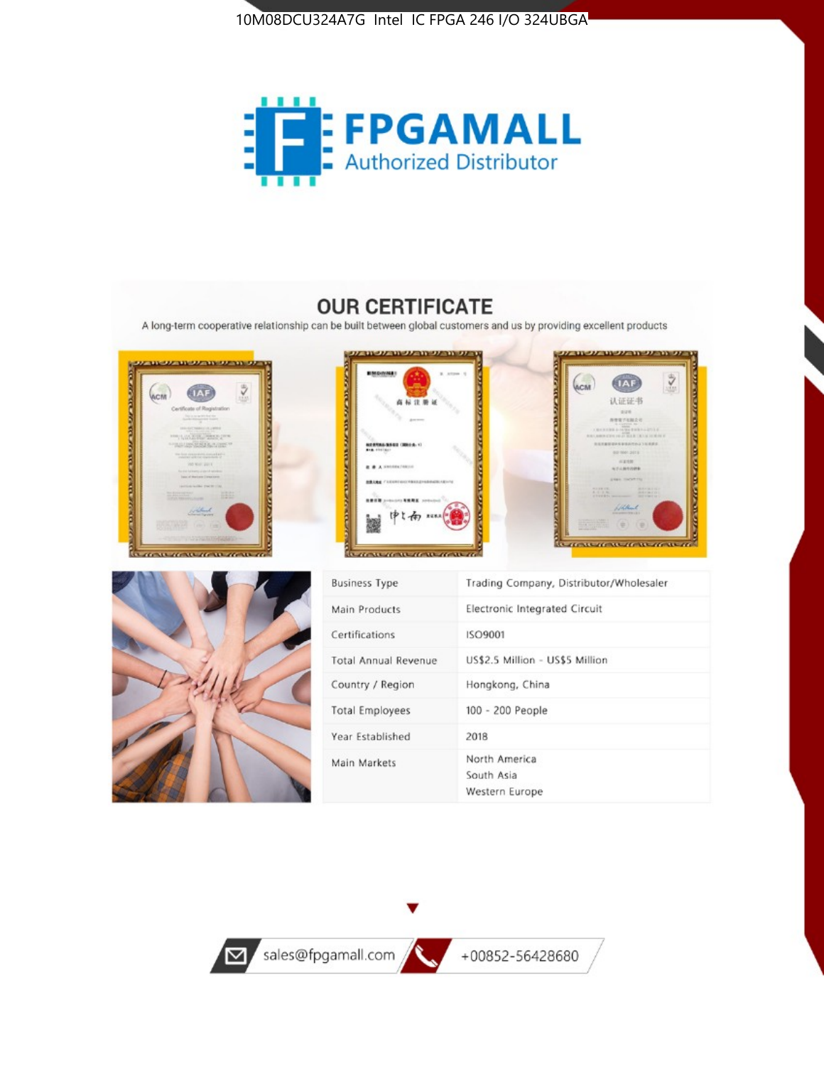FPGAMALL
Authorized Distributor

## OUR CERTIFICATE

A long-term cooperative relationship can be built between global customers and us by providing excellent products

| | |
|---|---|
| Business Type | Trading Company, Distributor/Wholesaler |
| Main Products | Electronic Integrated Circuit |
| Certifications | ISO9001 |
| Total Annual Revenue | US$2.5 Million - US$5 Million |
| Country / Region | Hongkong, China |
| Total Employees | 100 - 200 People |
| Year Established | 2018 |
| Main Markets | North America<br>South Asia<br>Western Europe |

sales@fpgamall.com

+00852-56428680